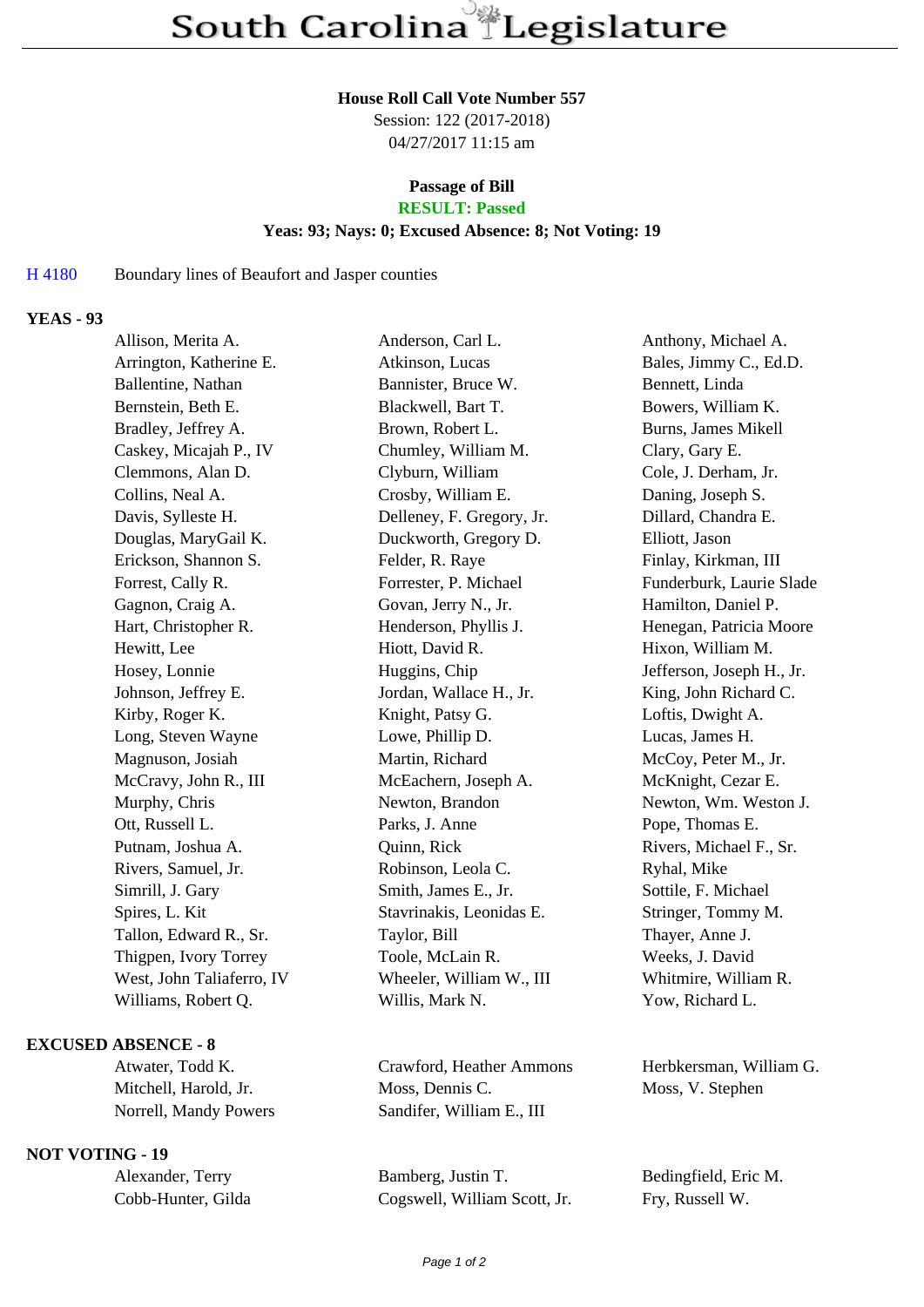# South Carolina Legislature

**House Roll Call Vote Number 557**
Session: 122 (2017-2018)
04/27/2017 11:15 am

**Passage of Bill**
**RESULT: Passed**
**Yeas: 93; Nays: 0; Excused Absence: 8; Not Voting: 19**

H 4180 Boundary lines of Beaufort and Jasper counties

## YEAS - 93

| | | |
|---|---|---|
| Allison, Merita A. | Anderson, Carl L. | Anthony, Michael A. |
| Arrington, Katherine E. | Atkinson, Lucas | Bales, Jimmy C., Ed.D. |
| Ballentine, Nathan | Bannister, Bruce W. | Bennett, Linda |
| Bernstein, Beth E. | Blackwell, Bart T. | Bowers, William K. |
| Bradley, Jeffrey A. | Brown, Robert L. | Burns, James Mikell |
| Caskey, Micajah P., IV | Chumley, William M. | Clary, Gary E. |
| Clemmons, Alan D. | Clyburn, William | Cole, J. Derham, Jr. |
| Collins, Neal A. | Crosby, William E. | Daning, Joseph S. |
| Davis, Sylleste H. | Delleney, F. Gregory, Jr. | Dillard, Chandra E. |
| Douglas, MaryGail K. | Duckworth, Gregory D. | Elliott, Jason |
| Erickson, Shannon S. | Felder, R. Raye | Finlay, Kirkman, III |
| Forrest, Cally R. | Forrester, P. Michael | Funderburk, Laurie Slade |
| Gagnon, Craig A. | Govan, Jerry N., Jr. | Hamilton, Daniel P. |
| Hart, Christopher R. | Henderson, Phyllis J. | Henegan, Patricia Moore |
| Hewitt, Lee | Hiott, David R. | Hixon, William M. |
| Hosey, Lonnie | Huggins, Chip | Jefferson, Joseph H., Jr. |
| Johnson, Jeffrey E. | Jordan, Wallace H., Jr. | King, John Richard C. |
| Kirby, Roger K. | Knight, Patsy G. | Loftis, Dwight A. |
| Long, Steven Wayne | Lowe, Phillip D. | Lucas, James H. |
| Magnuson, Josiah | Martin, Richard | McCoy, Peter M., Jr. |
| McCravy, John R., III | McEachern, Joseph A. | McKnight, Cezar E. |
| Murphy, Chris | Newton, Brandon | Newton, Wm. Weston J. |
| Ott, Russell L. | Parks, J. Anne | Pope, Thomas E. |
| Putnam, Joshua A. | Quinn, Rick | Rivers, Michael F., Sr. |
| Rivers, Samuel, Jr. | Robinson, Leola C. | Ryhal, Mike |
| Simrill, J. Gary | Smith, James E., Jr. | Sottile, F. Michael |
| Spires, L. Kit | Stavrinakis, Leonidas E. | Stringer, Tommy M. |
| Tallon, Edward R., Sr. | Taylor, Bill | Thayer, Anne J. |
| Thigpen, Ivory Torrey | Toole, McLain R. | Weeks, J. David |
| West, John Taliaferro, IV | Wheeler, William W., III | Whitmire, William R. |
| Williams, Robert Q. | Willis, Mark N. | Yow, Richard L. |

## EXCUSED ABSENCE - 8

| | | |
|---|---|---|
| Atwater, Todd K. | Crawford, Heather Ammons | Herbkersman, William G. |
| Mitchell, Harold, Jr. | Moss, Dennis C. | Moss, V. Stephen |
| Norrell, Mandy Powers | Sandifer, William E., III | |

## NOT VOTING - 19

| | | |
|---|---|---|
| Alexander, Terry | Bamberg, Justin T. | Bedingfield, Eric M. |
| Cobb-Hunter, Gilda | Cogswell, William Scott, Jr. | Fry, Russell W. |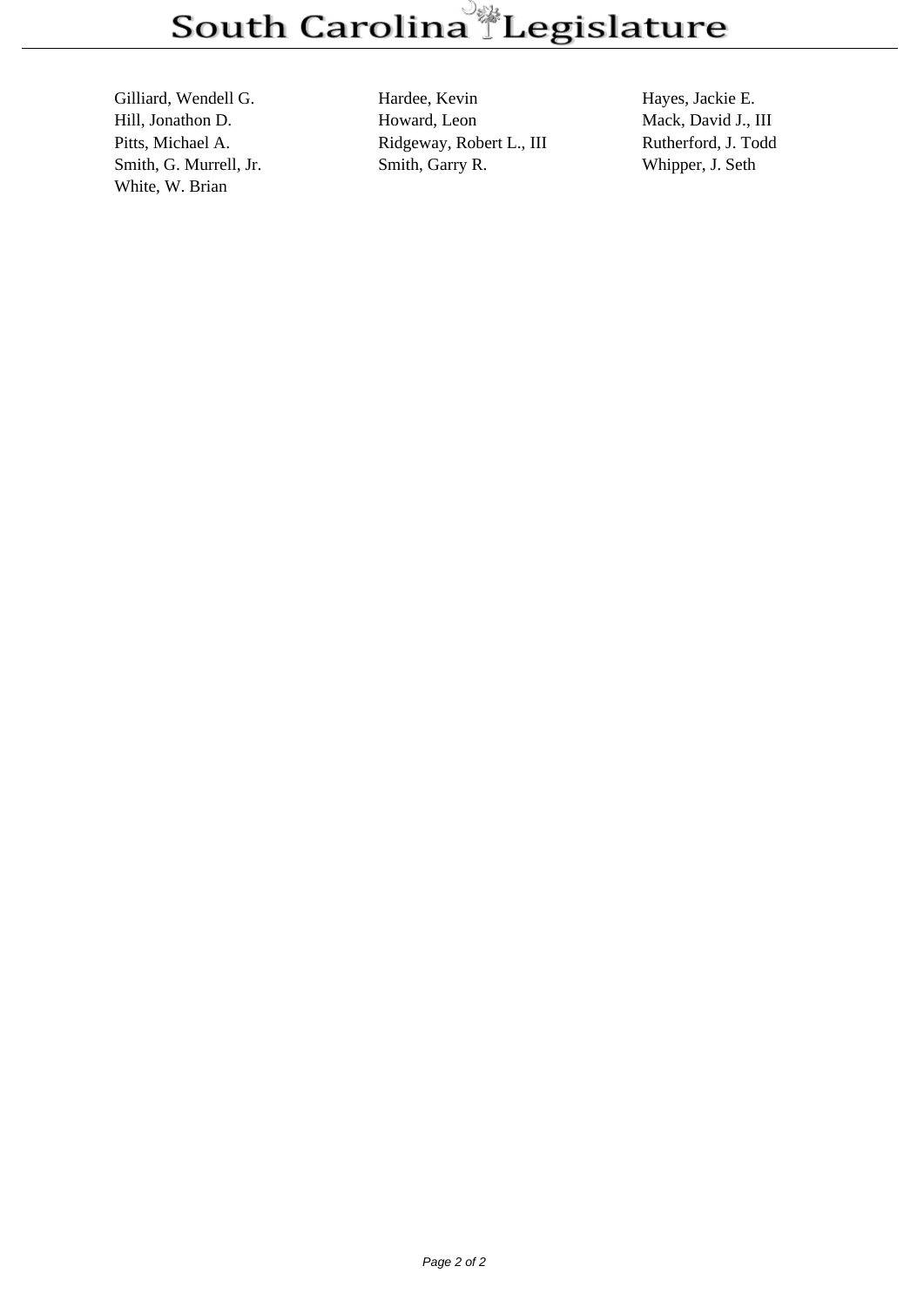Gilliard, Wendell G.
Hardee, Kevin
Hayes, Jackie E.
Hill, Jonathon D.
Howard, Leon
Mack, David J., III
Pitts, Michael A.
Ridgeway, Robert L., III
Rutherford, J. Todd
Smith, G. Murrell, Jr.
Smith, Garry R.
Whipper, J. Seth
White, W. Brian